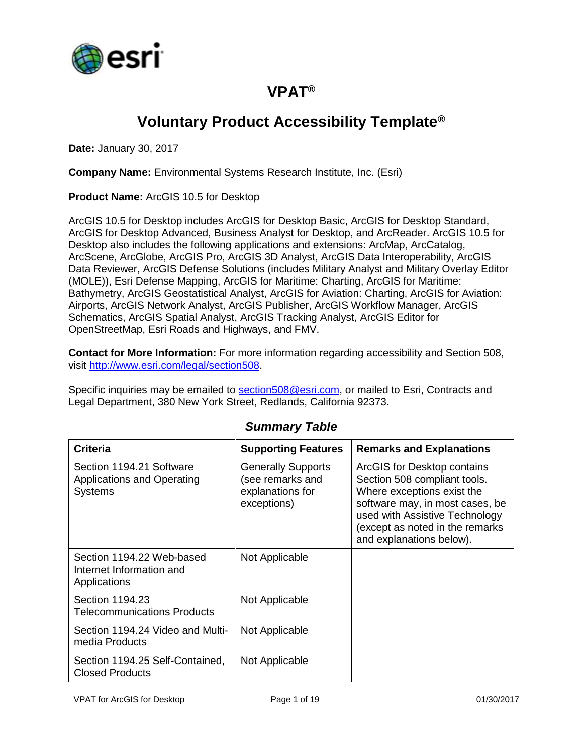# VPAT®

## Voluntary Product Accessibility Template®

**Date:** January 30, 2017

**Company Name:** Environmental Systems Research Institute, Inc. (Esri)

**Product Name:** ArcGIS 10.5 for Desktop

ArcGIS 10.5 for Desktop includes ArcGIS for Desktop Basic, ArcGIS for Desktop Standard, ArcGIS for Desktop Advanced, Business Analyst for Desktop, and ArcReader. ArcGIS 10.5 for Desktop also includes the following applications and extensions: ArcMap, ArcCatalog, ArcScene, ArcGlobe, ArcGIS Pro, ArcGIS 3D Analyst, ArcGIS Data Interoperability, ArcGIS Data Reviewer, ArcGIS Defense Solutions (includes Military Analyst and Military Overlay Editor (MOLE)), Esri Defense Mapping, ArcGIS for Maritime: Charting, ArcGIS for Maritime: Bathymetry, ArcGIS Geostatistical Analyst, ArcGIS for Aviation: Charting, ArcGIS for Aviation: Airports, ArcGIS Network Analyst, ArcGIS Publisher, ArcGIS Workflow Manager, ArcGIS Schematics, ArcGIS Spatial Analyst, ArcGIS Tracking Analyst, ArcGIS Editor for OpenStreetMap, Esri Roads and Highways, and FMV.

**Contact for More Information:** For more information regarding accessibility and Section 508, visit http://www.esri.com/legal/section508.

Specific inquiries may be emailed to section508@esri.com, or mailed to Esri, Contracts and Legal Department, 380 New York Street, Redlands, California 92373.

### *Summary Table*

| Criteria | Supporting Features | Remarks and Explanations |
|---|---|---|
| Section 1194.21 Software Applications and Operating Systems | Generally Supports (see remarks and explanations for exceptions) | ArcGIS for Desktop contains Section 508 compliant tools. Where exceptions exist the software may, in most cases, be used with Assistive Technology (except as noted in the remarks and explanations below). |
| Section 1194.22 Web-based Internet Information and Applications | Not Applicable | |
| Section 1194.23 Telecommunications Products | Not Applicable | |
| Section 1194.24 Video and Multi-media Products | Not Applicable | |
| Section 1194.25 Self-Contained, Closed Products | Not Applicable | |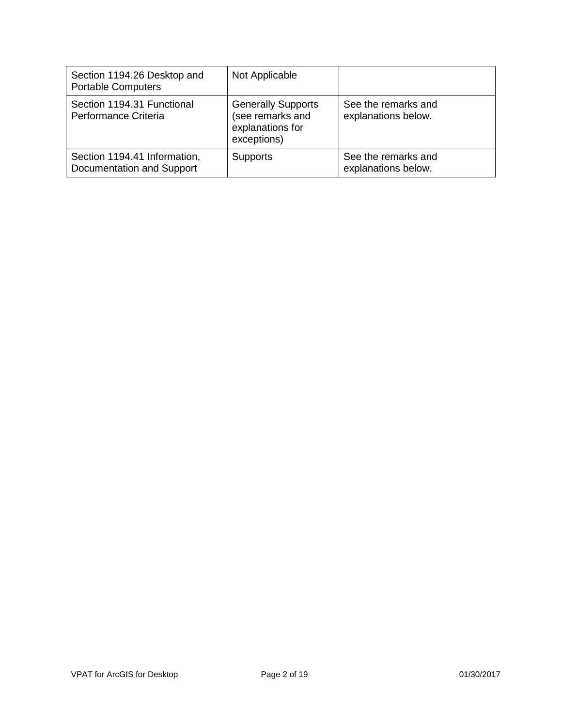| Section 1194.26 Desktop and Portable Computers | Not Applicable | |
|---|---|---|
| Section 1194.31 Functional Performance Criteria | Generally Supports (see remarks and explanations for exceptions) | See the remarks and explanations below. |
| Section 1194.41 Information, Documentation and Support | Supports | See the remarks and explanations below. |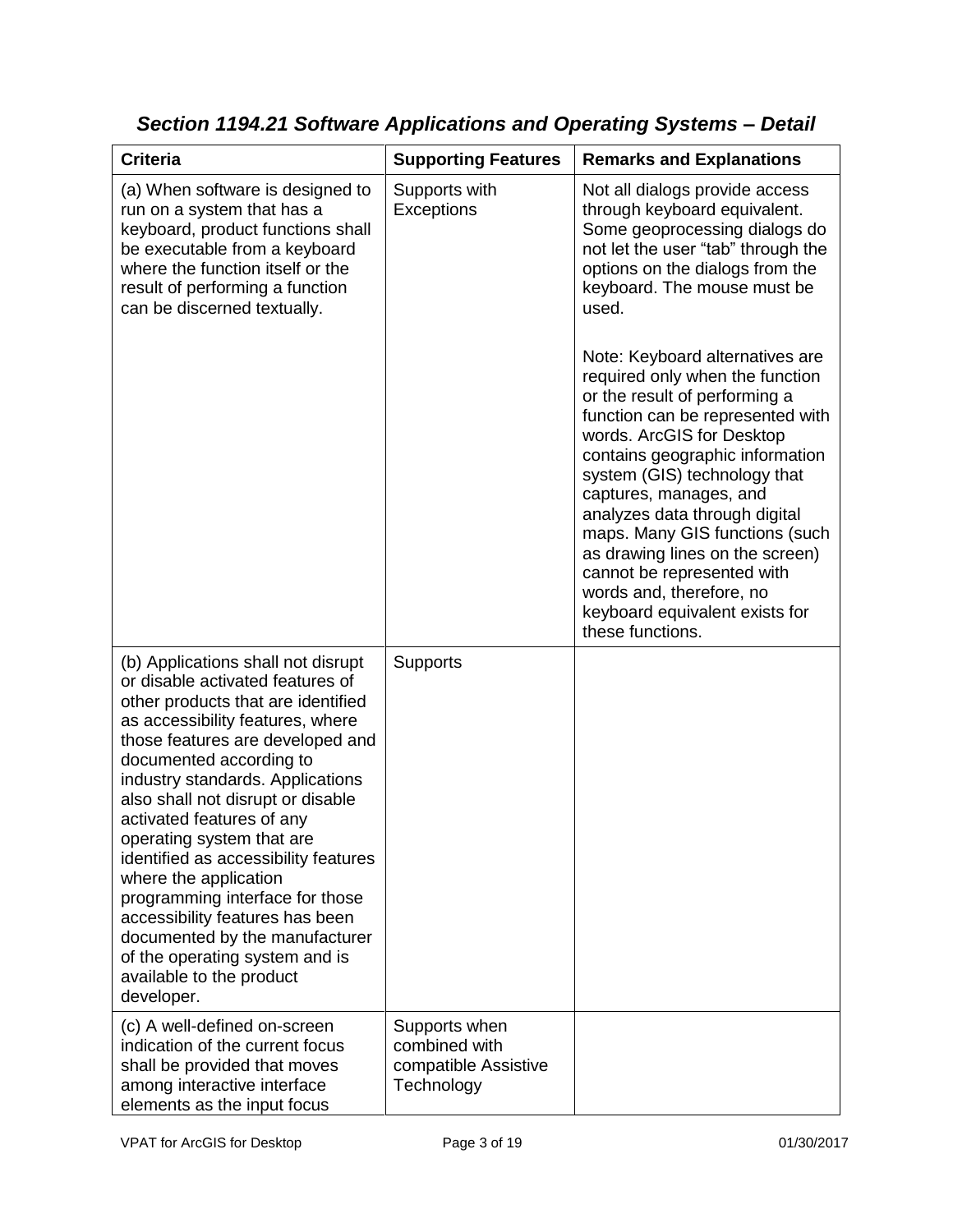### *Section 1194.21 Software Applications and Operating Systems – Detail*

| Criteria | Supporting Features | Remarks and Explanations |
|---|---|---|
| (a) When software is designed to run on a system that has a keyboard, product functions shall be executable from a keyboard where the function itself or the result of performing a function can be discerned textually. | Supports with Exceptions | Not all dialogs provide access through keyboard equivalent. Some geoprocessing dialogs do not let the user "tab" through the options on the dialogs from the keyboard. The mouse must be used.<br><br>Note: Keyboard alternatives are required only when the function or the result of performing a function can be represented with words. ArcGIS for Desktop contains geographic information system (GIS) technology that captures, manages, and analyzes data through digital maps. Many GIS functions (such as drawing lines on the screen) cannot be represented with words and, therefore, no keyboard equivalent exists for these functions. |
| (b) Applications shall not disrupt or disable activated features of other products that are identified as accessibility features, where those features are developed and documented according to industry standards. Applications also shall not disrupt or disable activated features of any operating system that are identified as accessibility features where the application programming interface for those accessibility features has been documented by the manufacturer of the operating system and is available to the product developer. | Supports | |
| (c) A well-defined on-screen indication of the current focus shall be provided that moves among interactive interface elements as the input focus | Supports when combined with compatible Assistive Technology | |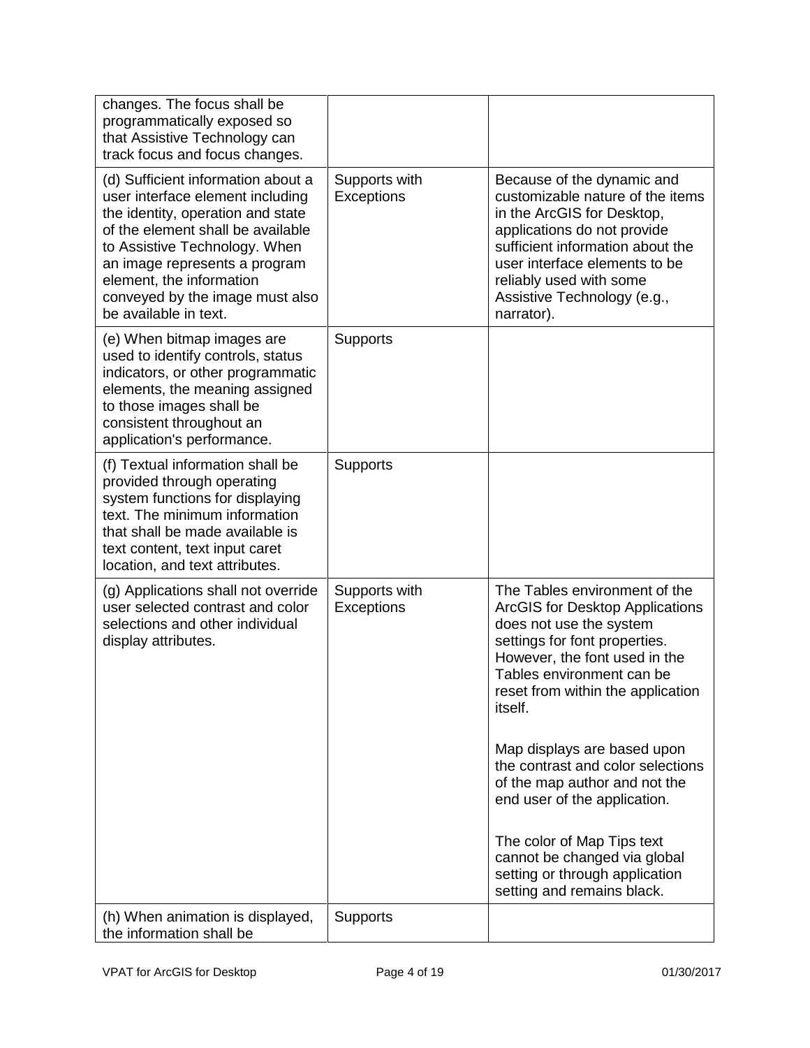| | | |
|---|---|---|
| changes. The focus shall be programmatically exposed so that Assistive Technology can track focus and focus changes. | | |
| (d) Sufficient information about a user interface element including the identity, operation and state of the element shall be available to Assistive Technology. When an image represents a program element, the information conveyed by the image must also be available in text. | Supports with Exceptions | Because of the dynamic and customizable nature of the items in the ArcGIS for Desktop, applications do not provide sufficient information about the user interface elements to be reliably used with some Assistive Technology (e.g., narrator). |
| (e) When bitmap images are used to identify controls, status indicators, or other programmatic elements, the meaning assigned to those images shall be consistent throughout an application's performance. | Supports | |
| (f) Textual information shall be provided through operating system functions for displaying text. The minimum information that shall be made available is text content, text input caret location, and text attributes. | Supports | |
| (g) Applications shall not override user selected contrast and color selections and other individual display attributes. | Supports with Exceptions | The Tables environment of the ArcGIS for Desktop Applications does not use the system settings for font properties. However, the font used in the Tables environment can be reset from within the application itself.<br><br>Map displays are based upon the contrast and color selections of the map author and not the end user of the application.<br><br>The color of Map Tips text cannot be changed via global setting or through application setting and remains black. |
| (h) When animation is displayed, the information shall be | Supports | |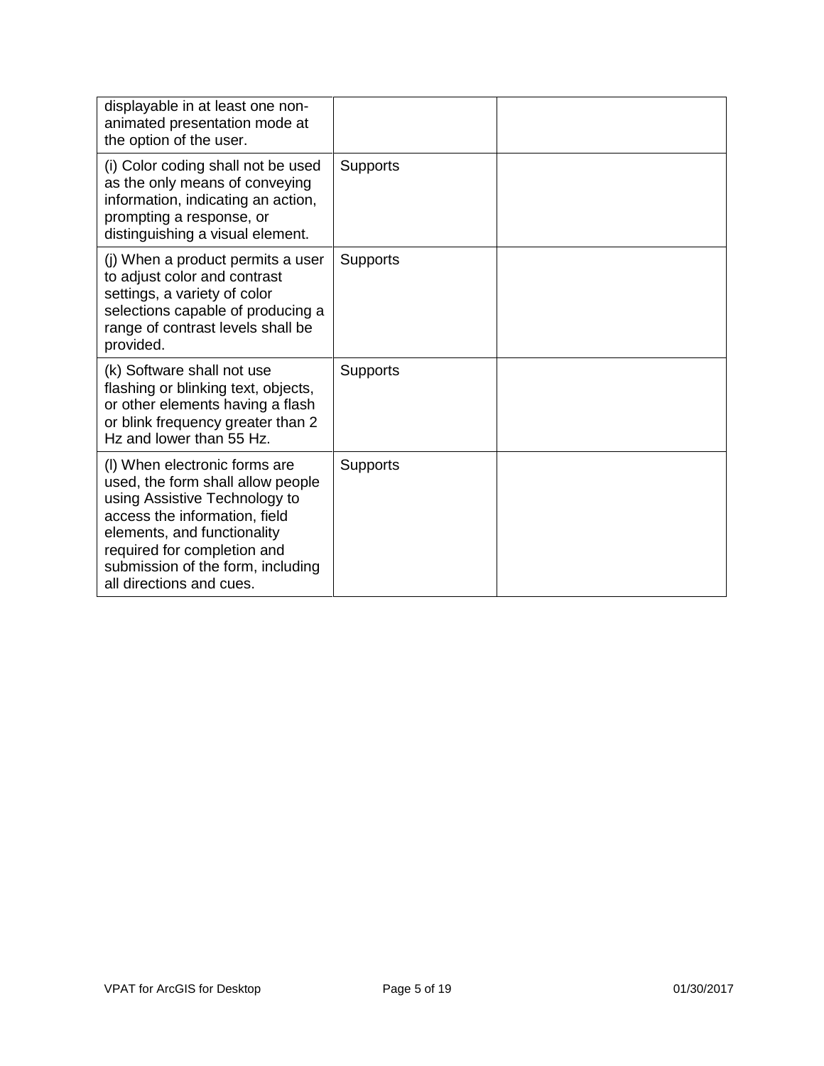| | | |
|---|---|---|
| displayable in at least one non-animated presentation mode at the option of the user. | | |
| (i) Color coding shall not be used as the only means of conveying information, indicating an action, prompting a response, or distinguishing a visual element. | Supports | |
| (j) When a product permits a user to adjust color and contrast settings, a variety of color selections capable of producing a range of contrast levels shall be provided. | Supports | |
| (k) Software shall not use flashing or blinking text, objects, or other elements having a flash or blink frequency greater than 2 Hz and lower than 55 Hz. | Supports | |
| (l) When electronic forms are used, the form shall allow people using Assistive Technology to access the information, field elements, and functionality required for completion and submission of the form, including all directions and cues. | Supports | |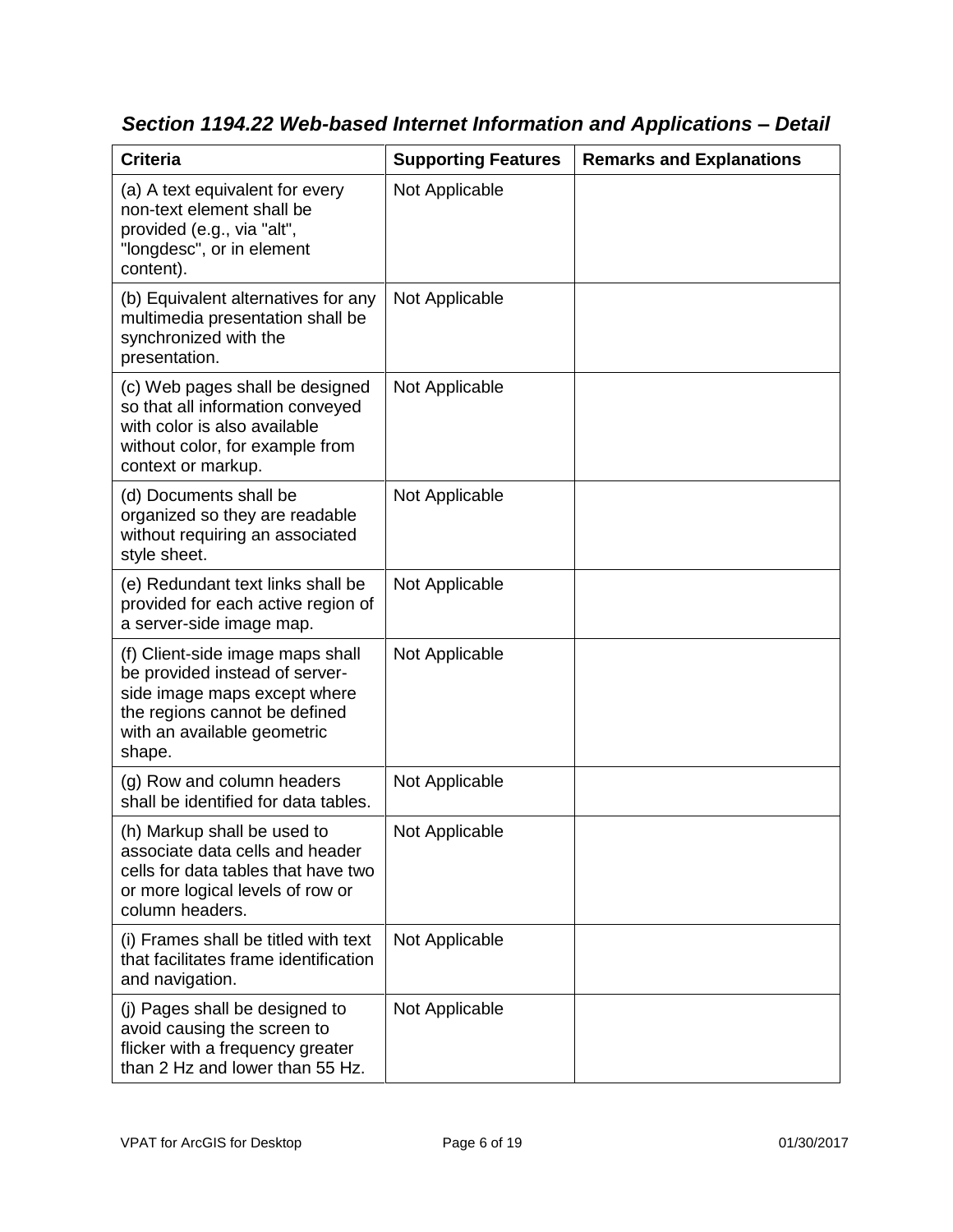### *Section 1194.22 Web-based Internet Information and Applications – Detail*

| Criteria | Supporting Features | Remarks and Explanations |
| --- | --- | --- |
| (a) A text equivalent for every non-text element shall be provided (e.g., via "alt", "longdesc", or in element content). | Not Applicable | |
| (b) Equivalent alternatives for any multimedia presentation shall be synchronized with the presentation. | Not Applicable | |
| (c) Web pages shall be designed so that all information conveyed with color is also available without color, for example from context or markup. | Not Applicable | |
| (d) Documents shall be organized so they are readable without requiring an associated style sheet. | Not Applicable | |
| (e) Redundant text links shall be provided for each active region of a server-side image map. | Not Applicable | |
| (f) Client-side image maps shall be provided instead of server-side image maps except where the regions cannot be defined with an available geometric shape. | Not Applicable | |
| (g) Row and column headers shall be identified for data tables. | Not Applicable | |
| (h) Markup shall be used to associate data cells and header cells for data tables that have two or more logical levels of row or column headers. | Not Applicable | |
| (i) Frames shall be titled with text that facilitates frame identification and navigation. | Not Applicable | |
| (j) Pages shall be designed to avoid causing the screen to flicker with a frequency greater than 2 Hz and lower than 55 Hz. | Not Applicable | |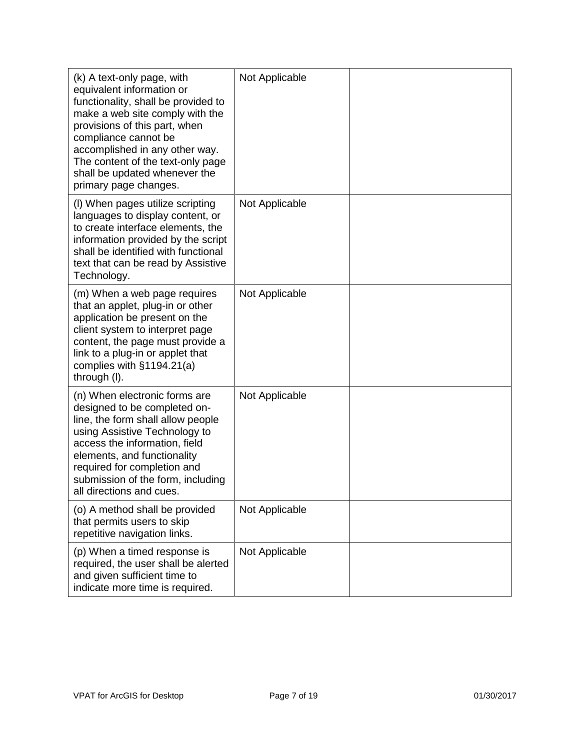| | | |
|---|---|---|
| (k) A text-only page, with equivalent information or functionality, shall be provided to make a web site comply with the provisions of this part, when compliance cannot be accomplished in any other way. The content of the text-only page shall be updated whenever the primary page changes. | Not Applicable | |
| (l) When pages utilize scripting languages to display content, or to create interface elements, the information provided by the script shall be identified with functional text that can be read by Assistive Technology. | Not Applicable | |
| (m) When a web page requires that an applet, plug-in or other application be present on the client system to interpret page content, the page must provide a link to a plug-in or applet that complies with §1194.21(a) through (l). | Not Applicable | |
| (n) When electronic forms are designed to be completed on-line, the form shall allow people using Assistive Technology to access the information, field elements, and functionality required for completion and submission of the form, including all directions and cues. | Not Applicable | |
| (o) A method shall be provided that permits users to skip repetitive navigation links. | Not Applicable | |
| (p) When a timed response is required, the user shall be alerted and given sufficient time to indicate more time is required. | Not Applicable | |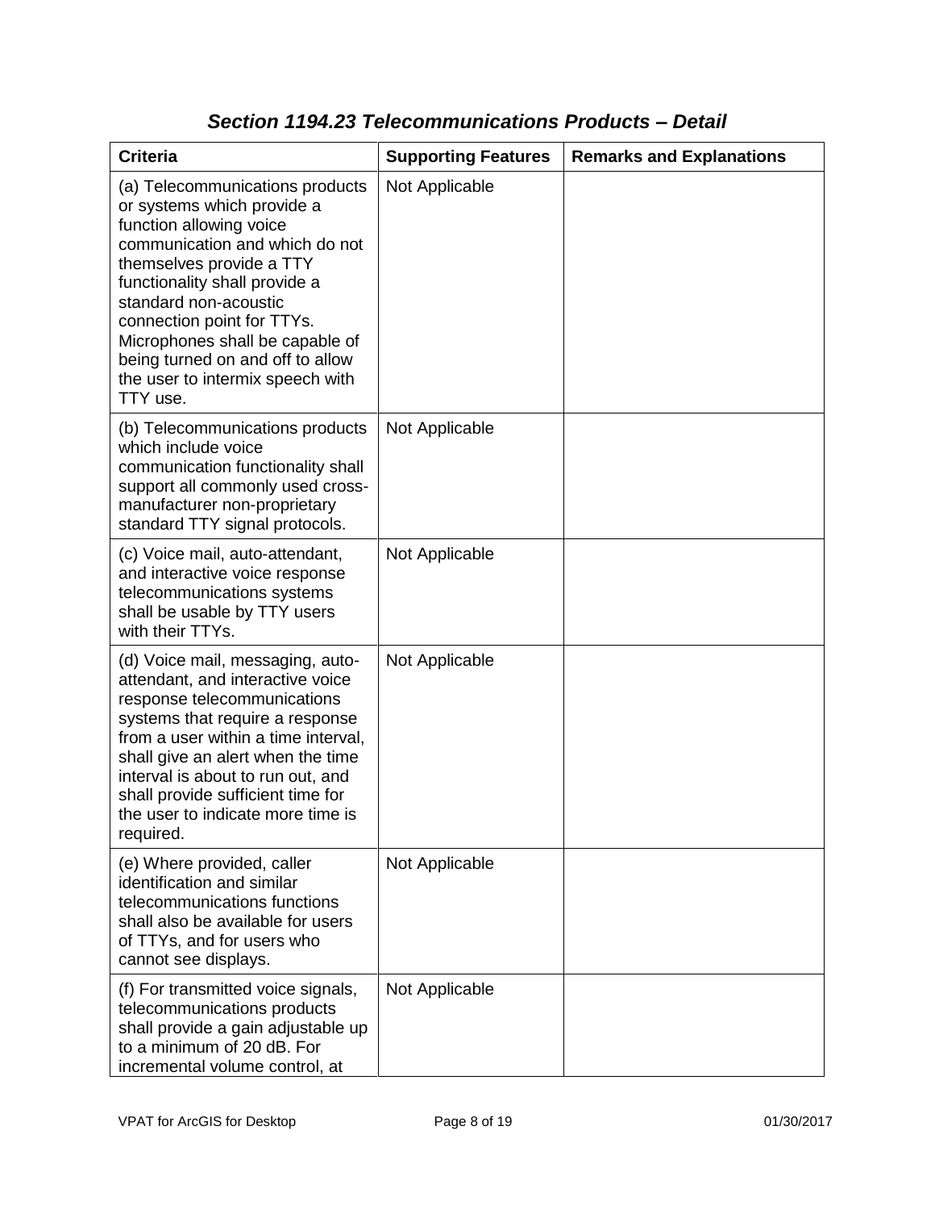## *Section 1194.23 Telecommunications Products – Detail*

| Criteria | Supporting Features | Remarks and Explanations |
| --- | --- | --- |
| (a) Telecommunications products or systems which provide a function allowing voice communication and which do not themselves provide a TTY functionality shall provide a standard non-acoustic connection point for TTYs. Microphones shall be capable of being turned on and off to allow the user to intermix speech with TTY use. | Not Applicable | |
| (b) Telecommunications products which include voice communication functionality shall support all commonly used cross-manufacturer non-proprietary standard TTY signal protocols. | Not Applicable | |
| (c) Voice mail, auto-attendant, and interactive voice response telecommunications systems shall be usable by TTY users with their TTYs. | Not Applicable | |
| (d) Voice mail, messaging, auto-attendant, and interactive voice response telecommunications systems that require a response from a user within a time interval, shall give an alert when the time interval is about to run out, and shall provide sufficient time for the user to indicate more time is required. | Not Applicable | |
| (e) Where provided, caller identification and similar telecommunications functions shall also be available for users of TTYs, and for users who cannot see displays. | Not Applicable | |
| (f) For transmitted voice signals, telecommunications products shall provide a gain adjustable up to a minimum of 20 dB. For incremental volume control, at | Not Applicable | |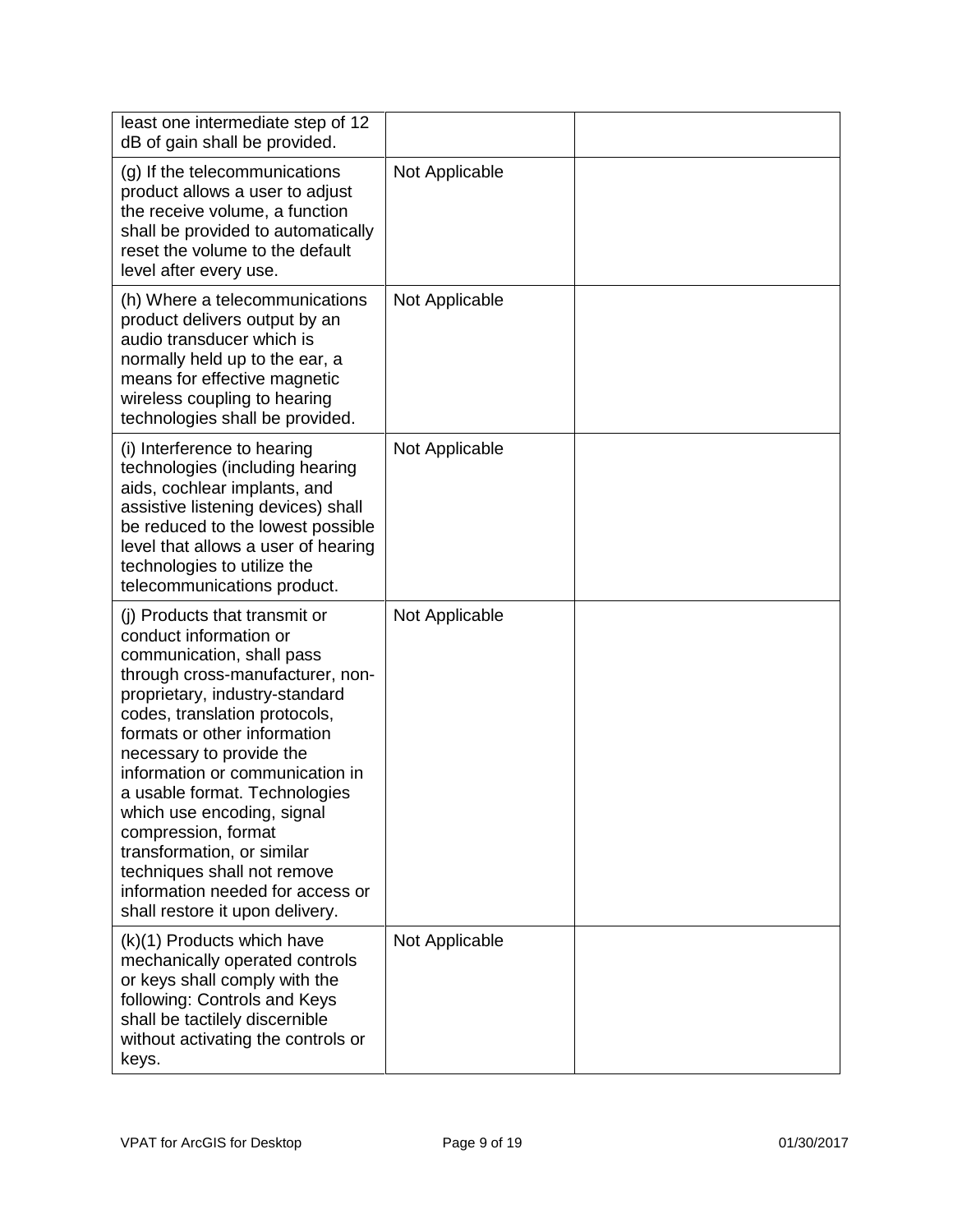| | | |
|---|---|---|
| least one intermediate step of 12 dB of gain shall be provided. | | |
| (g) If the telecommunications product allows a user to adjust the receive volume, a function shall be provided to automatically reset the volume to the default level after every use. | Not Applicable | |
| (h) Where a telecommunications product delivers output by an audio transducer which is normally held up to the ear, a means for effective magnetic wireless coupling to hearing technologies shall be provided. | Not Applicable | |
| (i) Interference to hearing technologies (including hearing aids, cochlear implants, and assistive listening devices) shall be reduced to the lowest possible level that allows a user of hearing technologies to utilize the telecommunications product. | Not Applicable | |
| (j) Products that transmit or conduct information or communication, shall pass through cross-manufacturer, non-proprietary, industry-standard codes, translation protocols, formats or other information necessary to provide the information or communication in a usable format. Technologies which use encoding, signal compression, format transformation, or similar techniques shall not remove information needed for access or shall restore it upon delivery. | Not Applicable | |
| (k)(1) Products which have mechanically operated controls or keys shall comply with the following: Controls and Keys shall be tactilely discernible without activating the controls or keys. | Not Applicable | |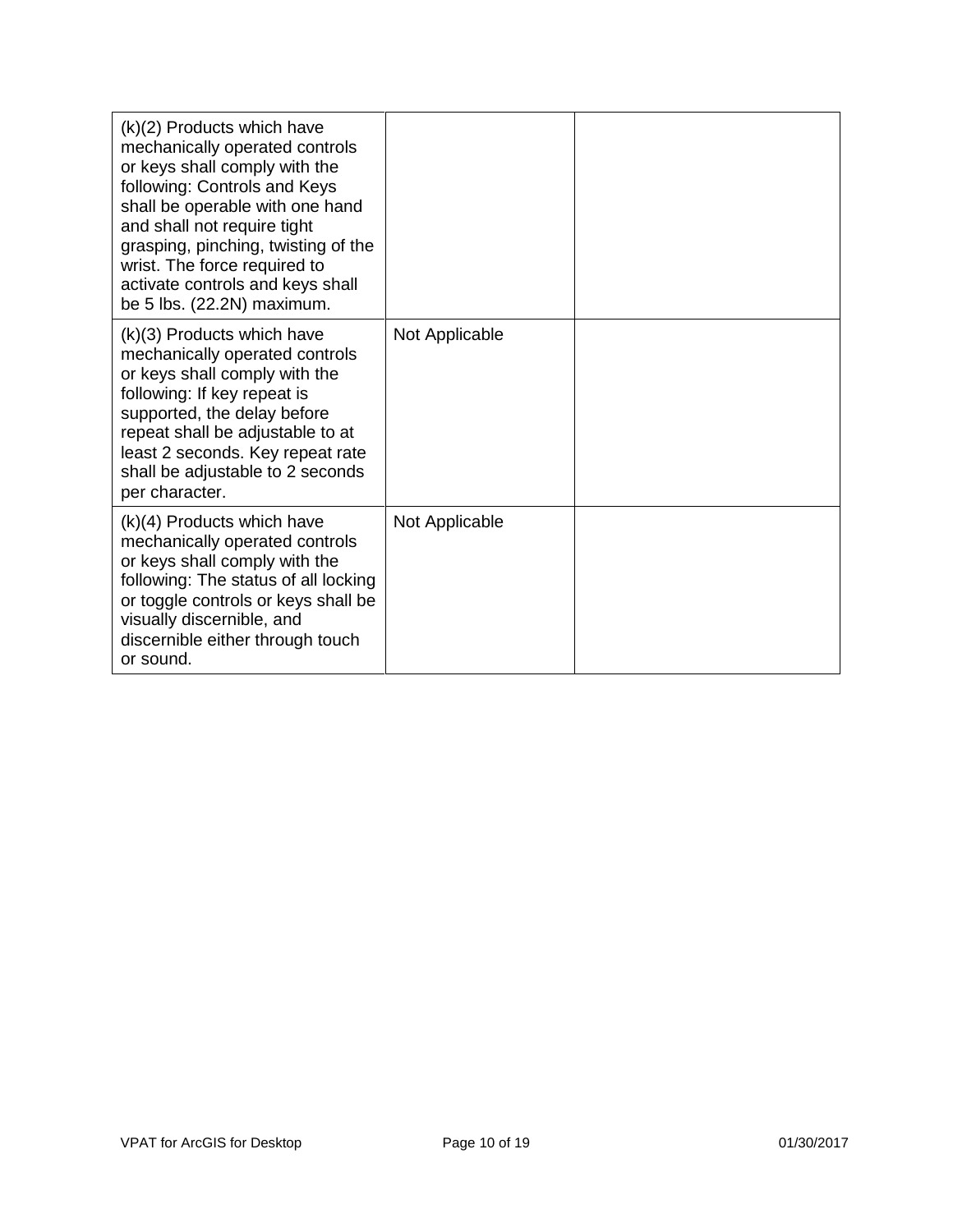| | | |
|---|---|---|
| (k)(2) Products which have mechanically operated controls or keys shall comply with the following: Controls and Keys shall be operable with one hand and shall not require tight grasping, pinching, twisting of the wrist. The force required to activate controls and keys shall be 5 lbs. (22.2N) maximum. | | |
| (k)(3) Products which have mechanically operated controls or keys shall comply with the following: If key repeat is supported, the delay before repeat shall be adjustable to at least 2 seconds. Key repeat rate shall be adjustable to 2 seconds per character. | Not Applicable | |
| (k)(4) Products which have mechanically operated controls or keys shall comply with the following: The status of all locking or toggle controls or keys shall be visually discernible, and discernible either through touch or sound. | Not Applicable | |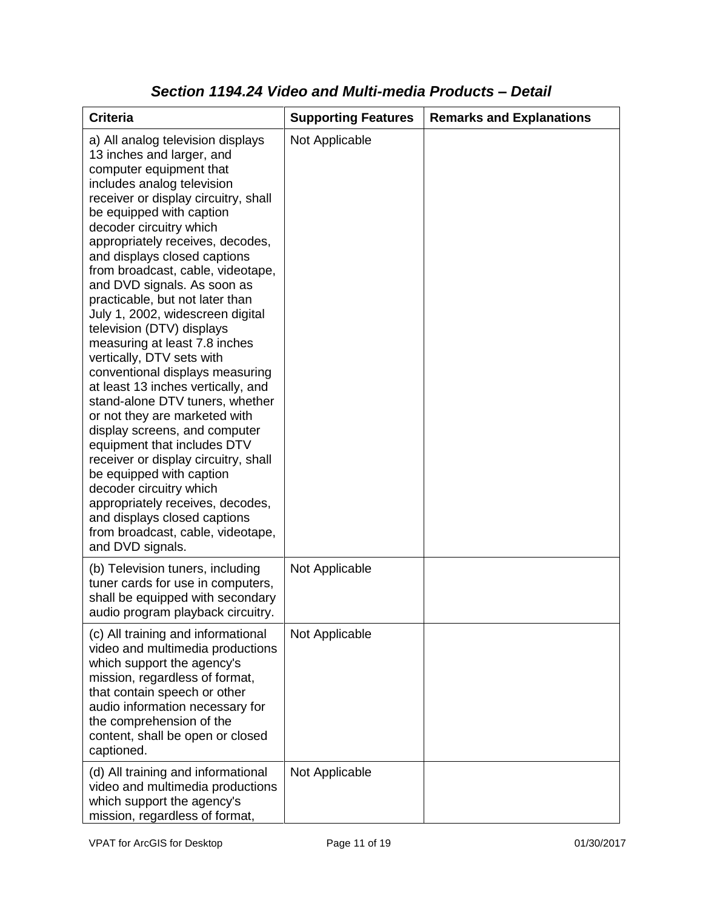## *Section 1194.24 Video and Multi-media Products – Detail*

| Criteria | Supporting Features | Remarks and Explanations |
|---|---|---|
| a) All analog television displays 13 inches and larger, and computer equipment that includes analog television receiver or display circuitry, shall be equipped with caption decoder circuitry which appropriately receives, decodes, and displays closed captions from broadcast, cable, videotape, and DVD signals. As soon as practicable, but not later than July 1, 2002, widescreen digital television (DTV) displays measuring at least 7.8 inches vertically, DTV sets with conventional displays measuring at least 13 inches vertically, and stand-alone DTV tuners, whether or not they are marketed with display screens, and computer equipment that includes DTV receiver or display circuitry, shall be equipped with caption decoder circuitry which appropriately receives, decodes, and displays closed captions from broadcast, cable, videotape, and DVD signals. | Not Applicable | |
| (b) Television tuners, including tuner cards for use in computers, shall be equipped with secondary audio program playback circuitry. | Not Applicable | |
| (c) All training and informational video and multimedia productions which support the agency's mission, regardless of format, that contain speech or other audio information necessary for the comprehension of the content, shall be open or closed captioned. | Not Applicable | |
| (d) All training and informational video and multimedia productions which support the agency's mission, regardless of format, | Not Applicable | |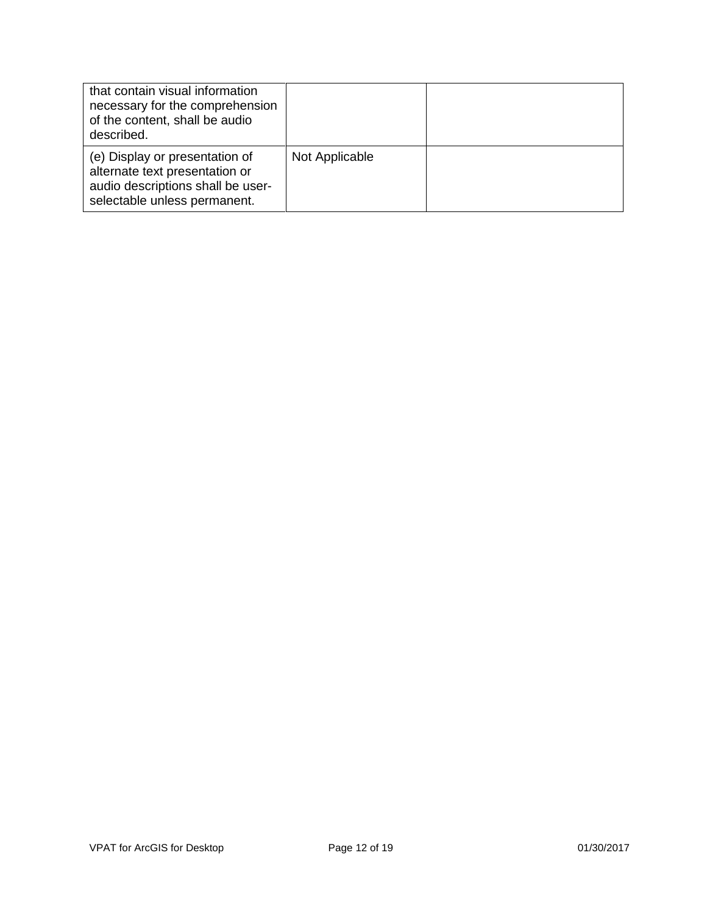| | | |
|---|---|---|
| that contain visual information necessary for the comprehension of the content, shall be audio described. | | |
| (e) Display or presentation of alternate text presentation or audio descriptions shall be user-selectable unless permanent. | Not Applicable | |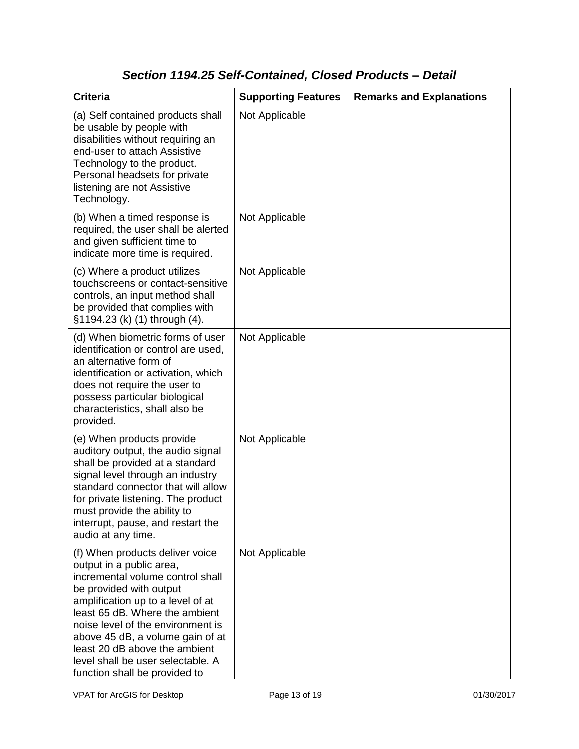## *Section 1194.25 Self-Contained, Closed Products – Detail*

| Criteria | Supporting Features | Remarks and Explanations |
| --- | --- | --- |
| (a) Self contained products shall be usable by people with disabilities without requiring an end-user to attach Assistive Technology to the product. Personal headsets for private listening are not Assistive Technology. | Not Applicable | |
| (b) When a timed response is required, the user shall be alerted and given sufficient time to indicate more time is required. | Not Applicable | |
| (c) Where a product utilizes touchscreens or contact-sensitive controls, an input method shall be provided that complies with §1194.23 (k) (1) through (4). | Not Applicable | |
| (d) When biometric forms of user identification or control are used, an alternative form of identification or activation, which does not require the user to possess particular biological characteristics, shall also be provided. | Not Applicable | |
| (e) When products provide auditory output, the audio signal shall be provided at a standard signal level through an industry standard connector that will allow for private listening. The product must provide the ability to interrupt, pause, and restart the audio at any time. | Not Applicable | |
| (f) When products deliver voice output in a public area, incremental volume control shall be provided with output amplification up to a level of at least 65 dB. Where the ambient noise level of the environment is above 45 dB, a volume gain of at least 20 dB above the ambient level shall be user selectable. A function shall be provided to | Not Applicable | |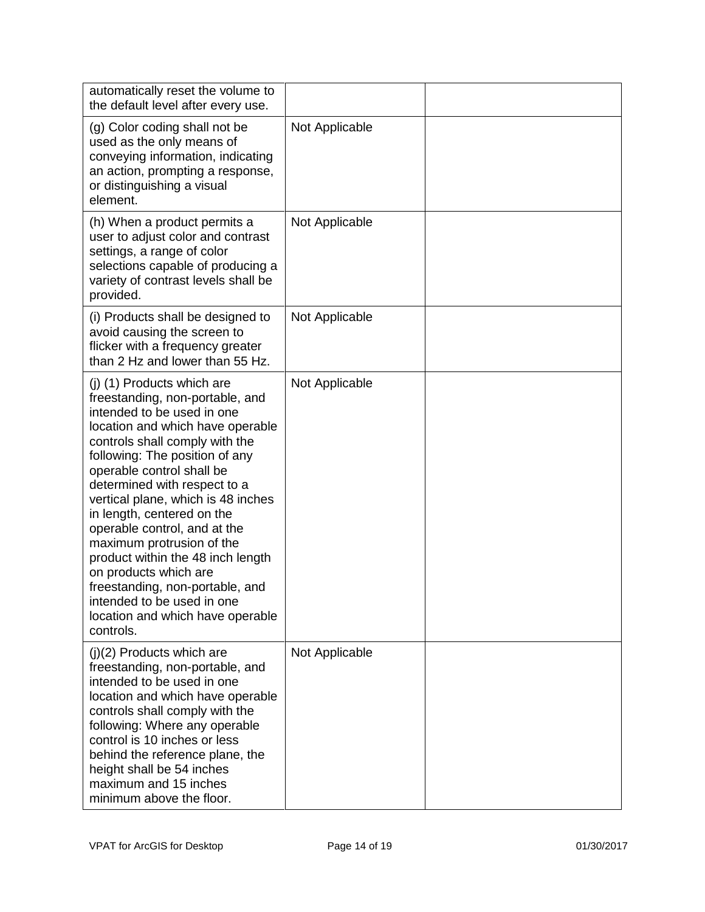| | | |
|---|---|---|
| automatically reset the volume to the default level after every use. | | |
| (g) Color coding shall not be used as the only means of conveying information, indicating an action, prompting a response, or distinguishing a visual element. | Not Applicable | |
| (h) When a product permits a user to adjust color and contrast settings, a range of color selections capable of producing a variety of contrast levels shall be provided. | Not Applicable | |
| (i) Products shall be designed to avoid causing the screen to flicker with a frequency greater than 2 Hz and lower than 55 Hz. | Not Applicable | |
| (j) (1) Products which are freestanding, non-portable, and intended to be used in one location and which have operable controls shall comply with the following: The position of any operable control shall be determined with respect to a vertical plane, which is 48 inches in length, centered on the operable control, and at the maximum protrusion of the product within the 48 inch length on products which are freestanding, non-portable, and intended to be used in one location and which have operable controls. | Not Applicable | |
| (j)(2) Products which are freestanding, non-portable, and intended to be used in one location and which have operable controls shall comply with the following: Where any operable control is 10 inches or less behind the reference plane, the height shall be 54 inches maximum and 15 inches minimum above the floor. | Not Applicable | |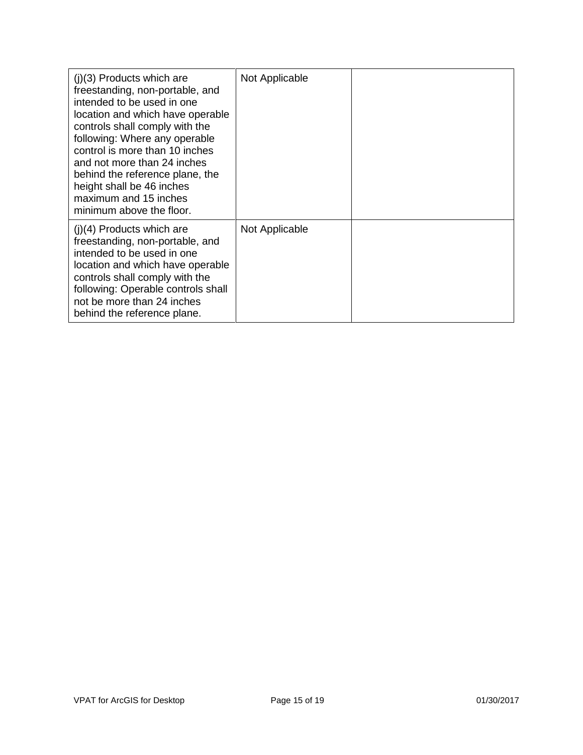| | | |
|---|---|---|
| (j)(3) Products which are freestanding, non-portable, and intended to be used in one location and which have operable controls shall comply with the following: Where any operable control is more than 10 inches and not more than 24 inches behind the reference plane, the height shall be 46 inches maximum and 15 inches minimum above the floor. | Not Applicable | |
| (j)(4) Products which are freestanding, non-portable, and intended to be used in one location and which have operable controls shall comply with the following: Operable controls shall not be more than 24 inches behind the reference plane. | Not Applicable | |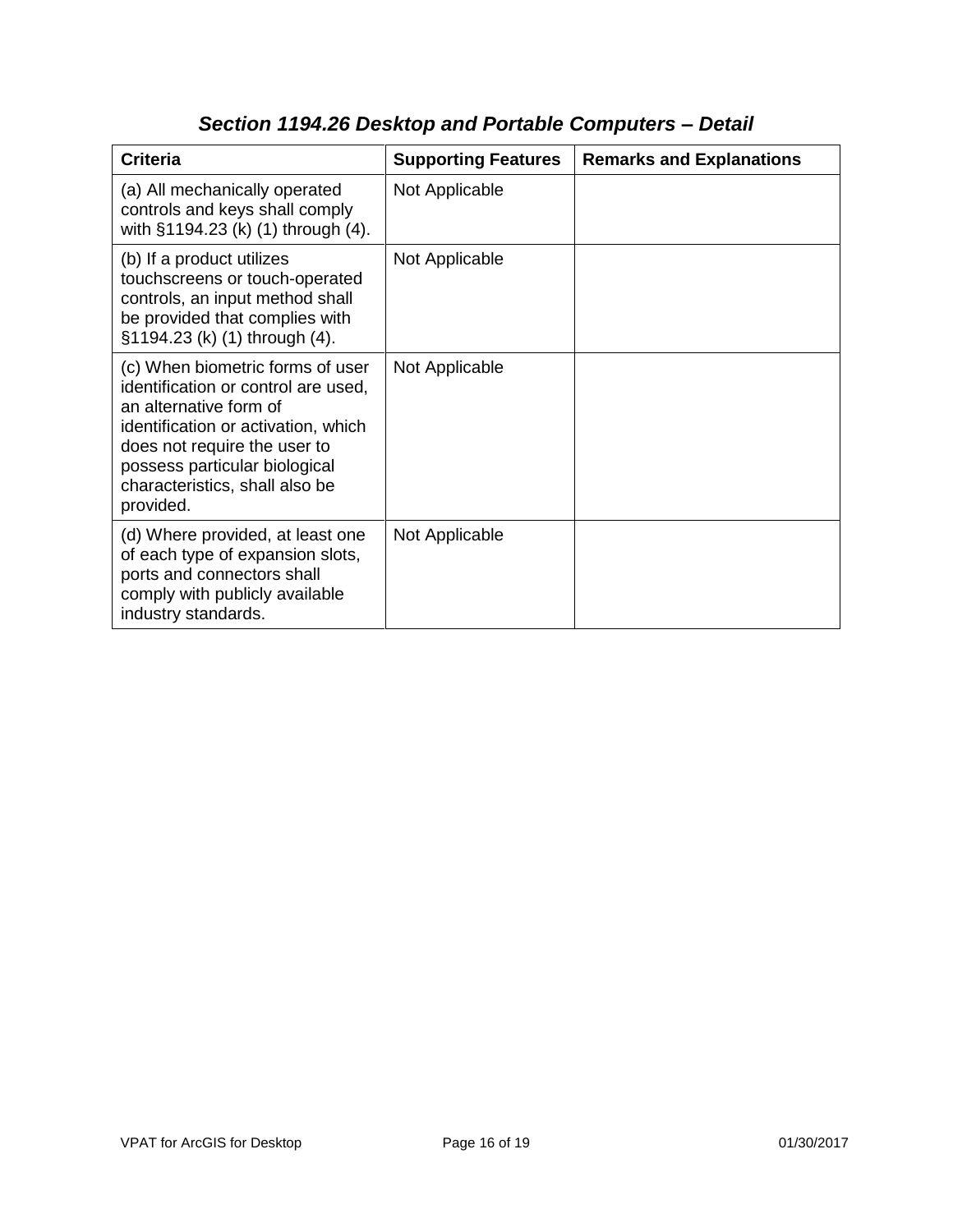## *Section 1194.26 Desktop and Portable Computers – Detail*

| Criteria | Supporting Features | Remarks and Explanations |
|---|---|---|
| (a) All mechanically operated controls and keys shall comply with §1194.23 (k) (1) through (4). | Not Applicable | |
| (b) If a product utilizes touchscreens or touch-operated controls, an input method shall be provided that complies with §1194.23 (k) (1) through (4). | Not Applicable | |
| (c) When biometric forms of user identification or control are used, an alternative form of identification or activation, which does not require the user to possess particular biological characteristics, shall also be provided. | Not Applicable | |
| (d) Where provided, at least one of each type of expansion slots, ports and connectors shall comply with publicly available industry standards. | Not Applicable | |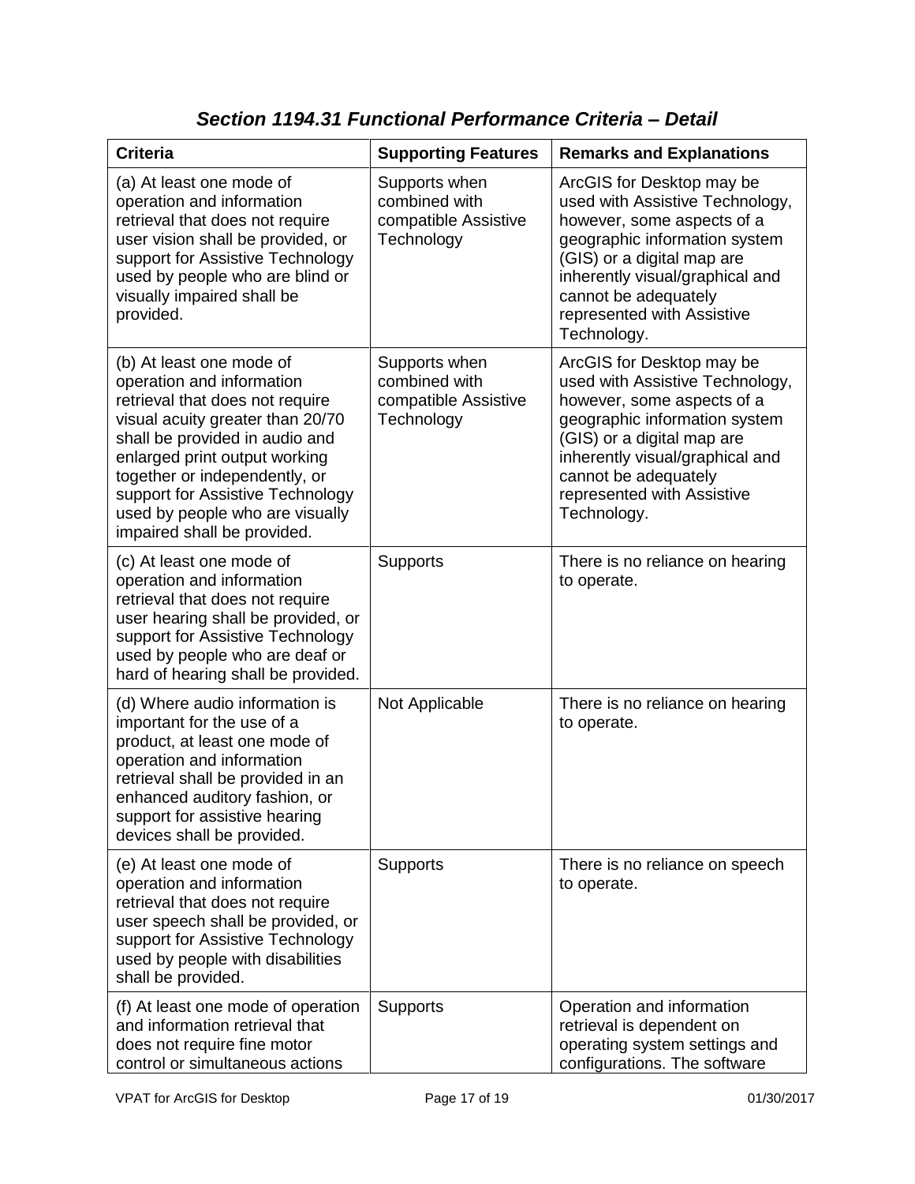## *Section 1194.31 Functional Performance Criteria – Detail*

| Criteria | Supporting Features | Remarks and Explanations |
| --- | --- | --- |
| (a) At least one mode of operation and information retrieval that does not require user vision shall be provided, or support for Assistive Technology used by people who are blind or visually impaired shall be provided. | Supports when combined with compatible Assistive Technology | ArcGIS for Desktop may be used with Assistive Technology, however, some aspects of a geographic information system (GIS) or a digital map are inherently visual/graphical and cannot be adequately represented with Assistive Technology. |
| (b) At least one mode of operation and information retrieval that does not require visual acuity greater than 20/70 shall be provided in audio and enlarged print output working together or independently, or support for Assistive Technology used by people who are visually impaired shall be provided. | Supports when combined with compatible Assistive Technology | ArcGIS for Desktop may be used with Assistive Technology, however, some aspects of a geographic information system (GIS) or a digital map are inherently visual/graphical and cannot be adequately represented with Assistive Technology. |
| (c) At least one mode of operation and information retrieval that does not require user hearing shall be provided, or support for Assistive Technology used by people who are deaf or hard of hearing shall be provided. | Supports | There is no reliance on hearing to operate. |
| (d) Where audio information is important for the use of a product, at least one mode of operation and information retrieval shall be provided in an enhanced auditory fashion, or support for assistive hearing devices shall be provided. | Not Applicable | There is no reliance on hearing to operate. |
| (e) At least one mode of operation and information retrieval that does not require user speech shall be provided, or support for Assistive Technology used by people with disabilities shall be provided. | Supports | There is no reliance on speech to operate. |
| (f) At least one mode of operation and information retrieval that does not require fine motor control or simultaneous actions | Supports | Operation and information retrieval is dependent on operating system settings and configurations. The software |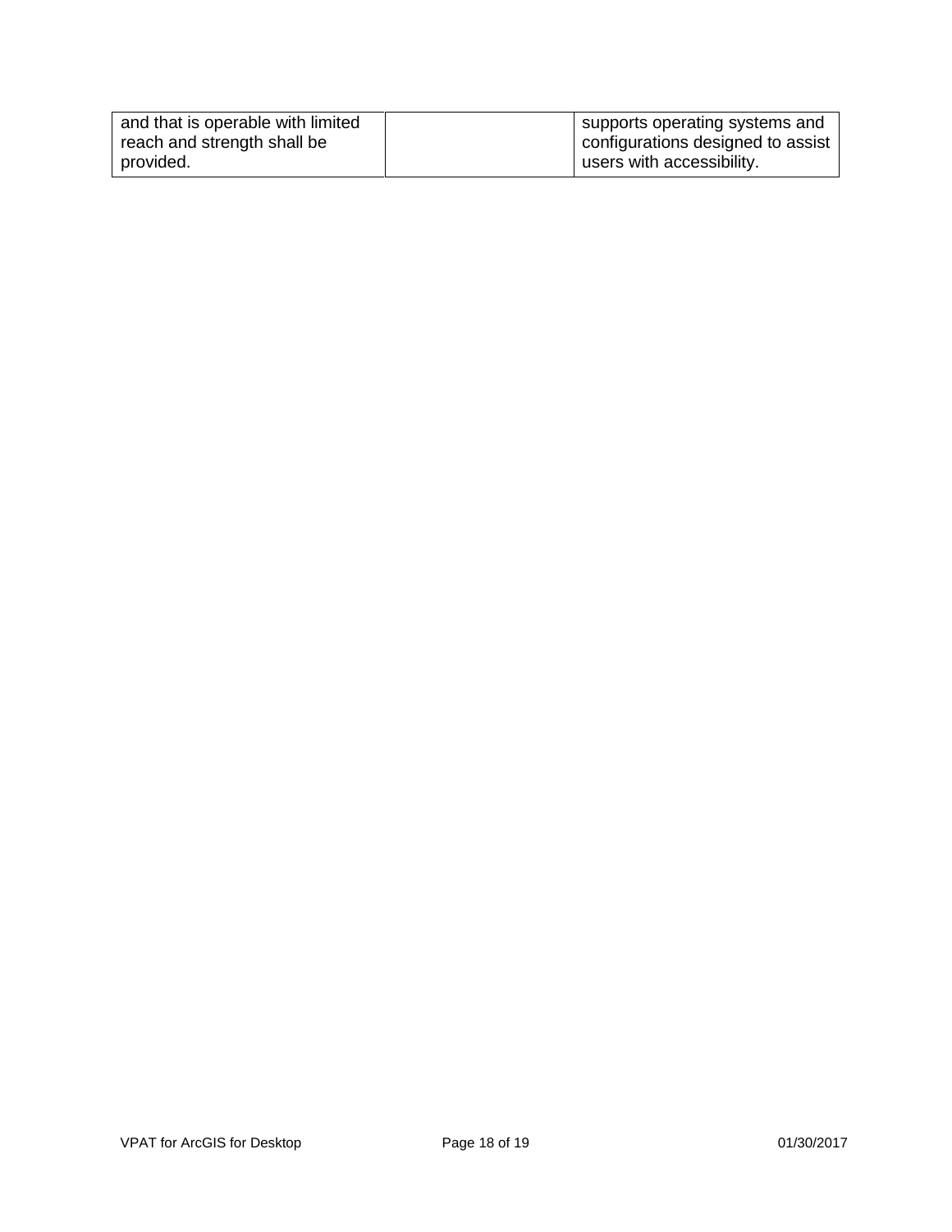| | | |
|---|---|---|
| and that is operable with limited reach and strength shall be provided. | | supports operating systems and configurations designed to assist users with accessibility. |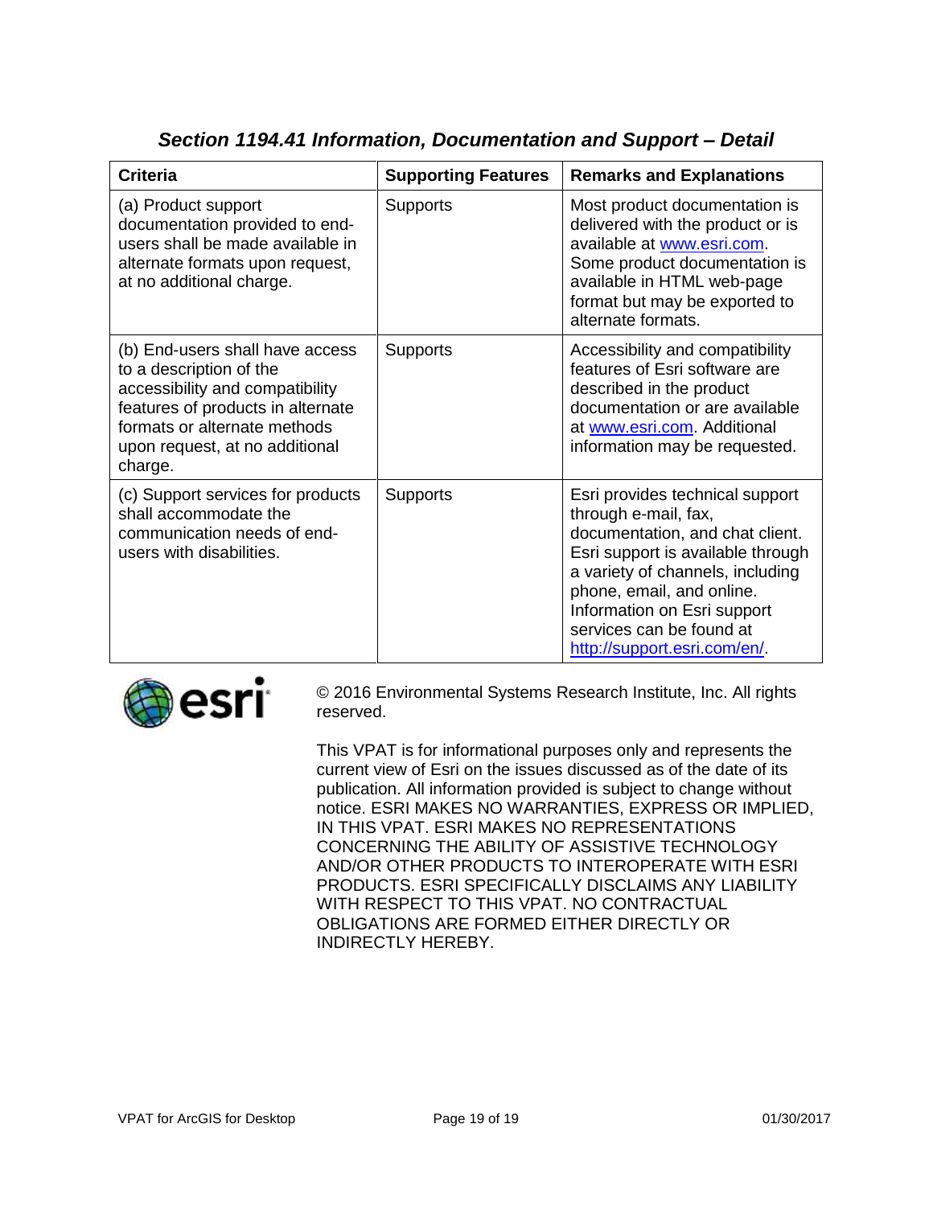### *Section 1194.41 Information, Documentation and Support – Detail*

| Criteria | Supporting Features | Remarks and Explanations |
|---|---|---|
| (a) Product support documentation provided to end-users shall be made available in alternate formats upon request, at no additional charge. | Supports | Most product documentation is delivered with the product or is available at www.esri.com. Some product documentation is available in HTML web-page format but may be exported to alternate formats. |
| (b) End-users shall have access to a description of the accessibility and compatibility features of products in alternate formats or alternate methods upon request, at no additional charge. | Supports | Accessibility and compatibility features of Esri software are described in the product documentation or are available at www.esri.com. Additional information may be requested. |
| (c) Support services for products shall accommodate the communication needs of end-users with disabilities. | Supports | Esri provides technical support through e-mail, fax, documentation, and chat client. Esri support is available through a variety of channels, including phone, email, and online. Information on Esri support services can be found at http://support.esri.com/en/. |

© 2016 Environmental Systems Research Institute, Inc. All rights reserved.

This VPAT is for informational purposes only and represents the current view of Esri on the issues discussed as of the date of its publication. All information provided is subject to change without notice. ESRI MAKES NO WARRANTIES, EXPRESS OR IMPLIED, IN THIS VPAT. ESRI MAKES NO REPRESENTATIONS CONCERNING THE ABILITY OF ASSISTIVE TECHNOLOGY AND/OR OTHER PRODUCTS TO INTEROPERATE WITH ESRI PRODUCTS. ESRI SPECIFICALLY DISCLAIMS ANY LIABILITY WITH RESPECT TO THIS VPAT. NO CONTRACTUAL OBLIGATIONS ARE FORMED EITHER DIRECTLY OR INDIRECTLY HEREBY.